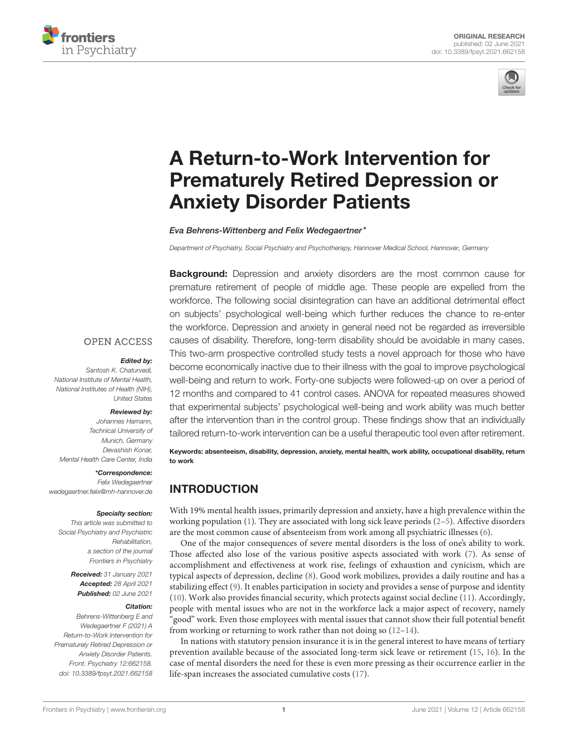ORIGINAL RESEARCH
published: 02 June 2021
doi: 10.3389/fpsyt.2021.662158

# A Return-to-Work Intervention for Prematurely Retired Depression or Anxiety Disorder Patients

*Eva Behrens-Wittenberg and Felix Wedegaertner\**

*Department of Psychiatry, Social Psychiatry and Psychotherapy, Hannover Medical School, Hannover, Germany*

**Background:** Depression and anxiety disorders are the most common cause for premature retirement of people of middle age. These people are expelled from the workforce. The following social disintegration can have an additional detrimental effect on subjects' psychological well-being which further reduces the chance to re-enter the workforce. Depression and anxiety in general need not be regarded as irreversible causes of disability. Therefore, long-term disability should be avoidable in many cases. This two-arm prospective controlled study tests a novel approach for those who have become economically inactive due to their illness with the goal to improve psychological well-being and return to work. Forty-one subjects were followed-up on over a period of 12 months and compared to 41 control cases. ANOVA for repeated measures showed that experimental subjects' psychological well-being and work ability was much better after the intervention than in the control group. These findings show that an individually tailored return-to-work intervention can be a useful therapeutic tool even after retirement.

**Keywords: absenteeism, disability, depression, anxiety, mental health, work ability, occupational disability, return to work**

OPEN ACCESS

***Edited by:***
Santosh K. Chaturvedi,
National Institute of Mental Health,
National Institutes of Health (NIH),
United States

***Reviewed by:***
Johannes Hamann,
Technical University of Munich, Germany
Devashish Konar,
Mental Health Care Center, India

***\*Correspondence:***
Felix Wedegaertner
wedegaertner.felix@mh-hannover.de

***Specialty section:***
This article was submitted to Social Psychiatry and Psychiatric Rehabilitation, a section of the journal Frontiers in Psychiatry

***Received:*** 31 January 2021
***Accepted:*** 28 April 2021
***Published:*** 02 June 2021

***Citation:***
Behrens-Wittenberg E and Wedegaertner F (2021) A Return-to-Work Intervention for Prematurely Retired Depression or Anxiety Disorder Patients. Front. Psychiatry 12:662158. doi: 10.3389/fpsyt.2021.662158

## INTRODUCTION

With 19% mental health issues, primarily depression and anxiety, have a high prevalence within the working population (1). They are associated with long sick leave periods (2–5). Affective disorders are the most common cause of absenteeism from work among all psychiatric illnesses (6).

One of the major consequences of severe mental disorders is the loss of one's ability to work. Those affected also lose of the various positive aspects associated with work (7). As sense of accomplishment and effectiveness at work rise, feelings of exhaustion and cynicism, which are typical aspects of depression, decline (8). Good work mobilizes, provides a daily routine and has a stabilizing effect (9). It enables participation in society and provides a sense of purpose and identity (10). Work also provides financial security, which protects against social decline (11). Accordingly, people with mental issues who are not in the workforce lack a major aspect of recovery, namely "good" work. Even those employees with mental issues that cannot show their full potential benefit from working or returning to work rather than not doing so (12–14).

In nations with statutory pension insurance it is in the general interest to have means of tertiary prevention available because of the associated long-term sick leave or retirement (15, 16). In the case of mental disorders the need for these is even more pressing as their occurrence earlier in the life-span increases the associated cumulative costs (17).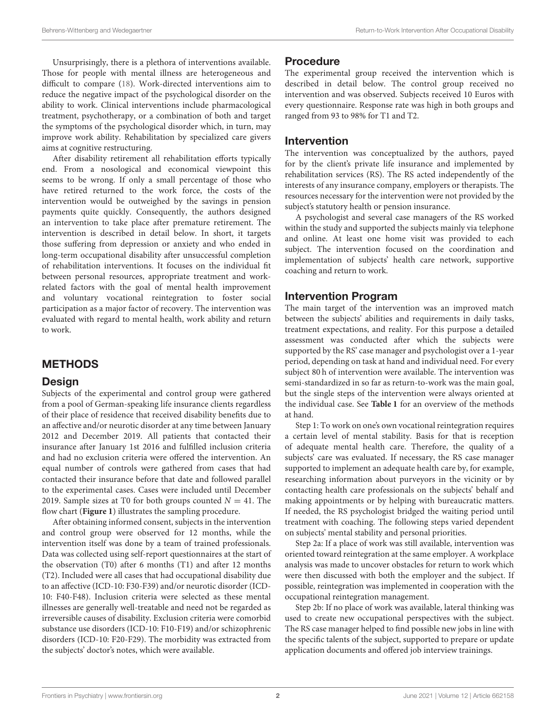Unsurprisingly, there is a plethora of interventions available. Those for people with mental illness are heterogeneous and difficult to compare (18). Work-directed interventions aim to reduce the negative impact of the psychological disorder on the ability to work. Clinical interventions include pharmacological treatment, psychotherapy, or a combination of both and target the symptoms of the psychological disorder which, in turn, may improve work ability. Rehabilitation by specialized care givers aims at cognitive restructuring.

After disability retirement all rehabilitation efforts typically end. From a nosological and economical viewpoint this seems to be wrong. If only a small percentage of those who have retired returned to the work force, the costs of the intervention would be outweighed by the savings in pension payments quite quickly. Consequently, the authors designed an intervention to take place after premature retirement. The intervention is described in detail below. In short, it targets those suffering from depression or anxiety and who ended in long-term occupational disability after unsuccessful completion of rehabilitation interventions. It focuses on the individual fit between personal resources, appropriate treatment and work-related factors with the goal of mental health improvement and voluntary vocational reintegration to foster social participation as a major factor of recovery. The intervention was evaluated with regard to mental health, work ability and return to work.

## METHODS

### Design

Subjects of the experimental and control group were gathered from a pool of German-speaking life insurance clients regardless of their place of residence that received disability benefits due to an affective and/or neurotic disorder at any time between January 2012 and December 2019. All patients that contacted their insurance after January 1st 2016 and fulfilled inclusion criteria and had no exclusion criteria were offered the intervention. An equal number of controls were gathered from cases that had contacted their insurance before that date and followed parallel to the experimental cases. Cases were included until December 2019. Sample sizes at T0 for both groups counted $N = 41$. The flow chart (**Figure 1**) illustrates the sampling procedure.

After obtaining informed consent, subjects in the intervention and control group were observed for 12 months, while the intervention itself was done by a team of trained professionals. Data was collected using self-report questionnaires at the start of the observation (T0) after 6 months (T1) and after 12 months (T2). Included were all cases that had occupational disability due to an affective (ICD-10: F30-F39) and/or neurotic disorder (ICD-10: F40-F48). Inclusion criteria were selected as these mental illnesses are generally well-treatable and need not be regarded as irreversible causes of disability. Exclusion criteria were comorbid substance use disorders (ICD-10: F10-F19) and/or schizophrenic disorders (ICD-10: F20-F29). The morbidity was extracted from the subjects' doctor's notes, which were available.

### Procedure

The experimental group received the intervention which is described in detail below. The control group received no intervention and was observed. Subjects received 10 Euros with every questionnaire. Response rate was high in both groups and ranged from 93 to 98% for T1 and T2.

### Intervention

The intervention was conceptualized by the authors, payed for by the client's private life insurance and implemented by rehabilitation services (RS). The RS acted independently of the interests of any insurance company, employers or therapists. The resources necessary for the intervention were not provided by the subject's statutory health or pension insurance.

A psychologist and several case managers of the RS worked within the study and supported the subjects mainly via telephone and online. At least one home visit was provided to each subject. The intervention focused on the coordination and implementation of subjects' health care network, supportive coaching and return to work.

### Intervention Program

The main target of the intervention was an improved match between the subjects' abilities and requirements in daily tasks, treatment expectations, and reality. For this purpose a detailed assessment was conducted after which the subjects were supported by the RS' case manager and psychologist over a 1-year period, depending on task at hand and individual need. For every subject 80 h of intervention were available. The intervention was semi-standardized in so far as return-to-work was the main goal, but the single steps of the intervention were always oriented at the individual case. See **Table 1** for an overview of the methods at hand.

Step 1: To work on one's own vocational reintegration requires a certain level of mental stability. Basis for that is reception of adequate mental health care. Therefore, the quality of a subjects' care was evaluated. If necessary, the RS case manager supported to implement an adequate health care by, for example, researching information about purveyors in the vicinity or by contacting health care professionals on the subjects' behalf and making appointments or by helping with bureaucratic matters. If needed, the RS psychologist bridged the waiting period until treatment with coaching. The following steps varied dependent on subjects' mental stability and personal priorities.

Step 2a: If a place of work was still available, intervention was oriented toward reintegration at the same employer. A workplace analysis was made to uncover obstacles for return to work which were then discussed with both the employer and the subject. If possible, reintegration was implemented in cooperation with the occupational reintegration management.

Step 2b: If no place of work was available, lateral thinking was used to create new occupational perspectives with the subject. The RS case manager helped to find possible new jobs in line with the specific talents of the subject, supported to prepare or update application documents and offered job interview trainings.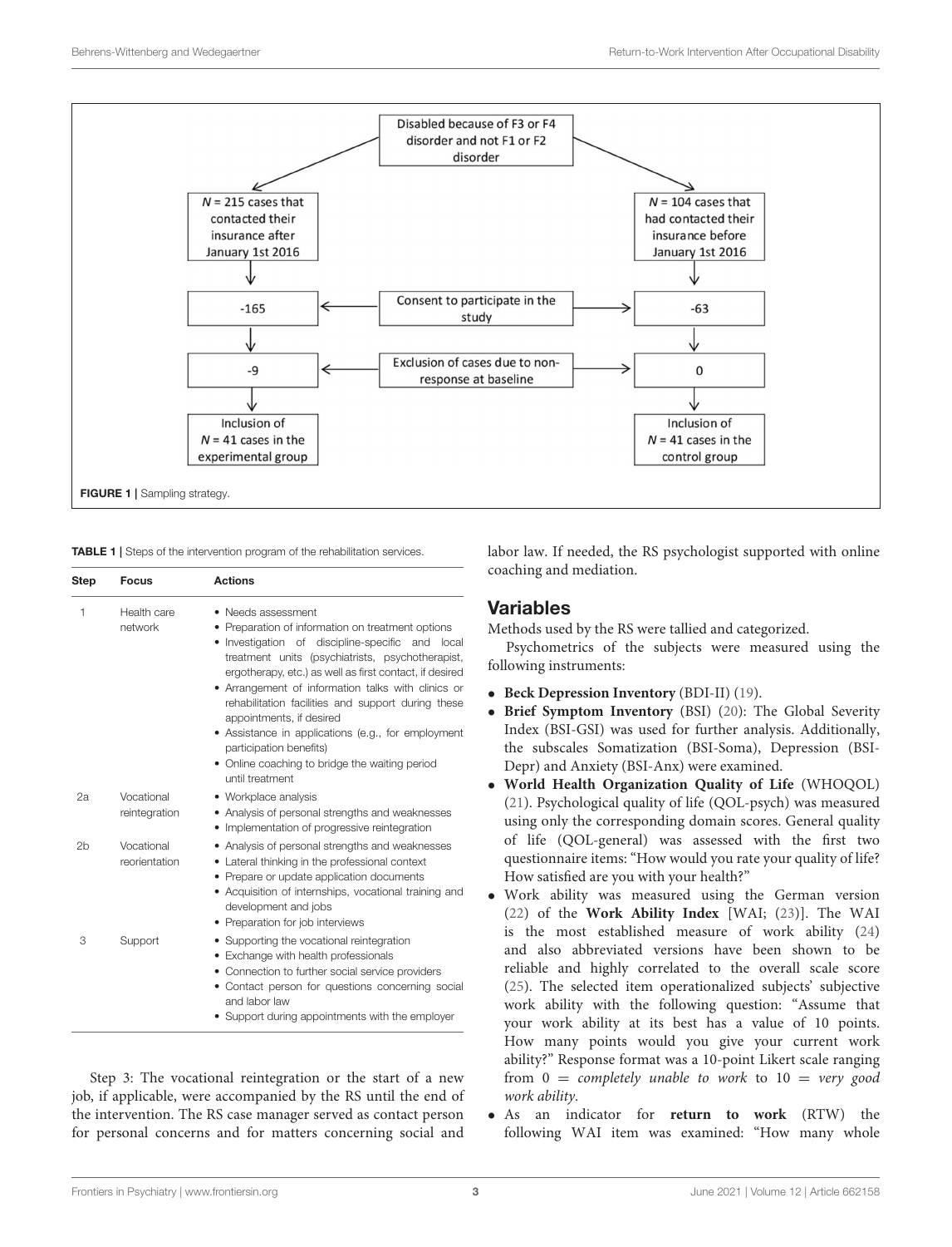Disabled because of F3 or F4 disorder and not F1 or F2 disorder

$N = 215$ cases that contacted their insurance after January 1st 2016

$N = 104$ cases that had contacted their insurance before January 1st 2016

Consent to participate in the study: -165 / -63

Exclusion of cases due to non-response at baseline: -9 / 0

Inclusion of $N = 41$ cases in the experimental group

Inclusion of $N = 41$ cases in the control group

**FIGURE 1** | Sampling strategy.

**TABLE 1** | Steps of the intervention program of the rehabilitation services.

| Step | Focus | Actions |
|---|---|---|
| 1 | Health care network | • Needs assessment<br>• Preparation of information on treatment options<br>• Investigation of discipline-specific and local treatment units (psychiatrists, psychotherapist, ergotherapy, etc.) as well as first contact, if desired<br>• Arrangement of information talks with clinics or rehabilitation facilities and support during these appointments, if desired<br>• Assistance in applications (e.g., for employment participation benefits)<br>• Online coaching to bridge the waiting period until treatment |
| 2a | Vocational reintegration | • Workplace analysis<br>• Analysis of personal strengths and weaknesses<br>• Implementation of progressive reintegration |
| 2b | Vocational reorientation | • Analysis of personal strengths and weaknesses<br>• Lateral thinking in the professional context<br>• Prepare or update application documents<br>• Acquisition of internships, vocational training and development and jobs<br>• Preparation for job interviews |
| 3 | Support | • Supporting the vocational reintegration<br>• Exchange with health professionals<br>• Connection to further social service providers<br>• Contact person for questions concerning social and labor law<br>• Support during appointments with the employer |

Step 3: The vocational reintegration or the start of a new job, if applicable, were accompanied by the RS until the end of the intervention. The RS case manager served as contact person for personal concerns and for matters concerning social and labor law. If needed, the RS psychologist supported with online coaching and mediation.

## Variables

Methods used by the RS were tallied and categorized.

Psychometrics of the subjects were measured using the following instruments:

- **Beck Depression Inventory** (BDI-II) (19).
- **Brief Symptom Inventory** (BSI) (20): The Global Severity Index (BSI-GSI) was used for further analysis. Additionally, the subscales Somatization (BSI-Soma), Depression (BSI-Depr) and Anxiety (BSI-Anx) were examined.
- **World Health Organization Quality of Life** (WHOQOL) (21). Psychological quality of life (QOL-psych) was measured using only the corresponding domain scores. General quality of life (QOL-general) was assessed with the first two questionnaire items: "How would you rate your quality of life? How satisfied are you with your health?"
- Work ability was measured using the German version (22) of the **Work Ability Index** [WAI; (23)]. The WAI is the most established measure of work ability (24) and also abbreviated versions have been shown to be reliable and highly correlated to the overall scale score (25). The selected item operationalized subjects' subjective work ability with the following question: "Assume that your work ability at its best has a value of 10 points. How many points would you give your current work ability?" Response format was a 10-point Likert scale ranging from 0 = *completely unable to work* to 10 = *very good work ability*.
- As an indicator for **return to work** (RTW) the following WAI item was examined: "How many whole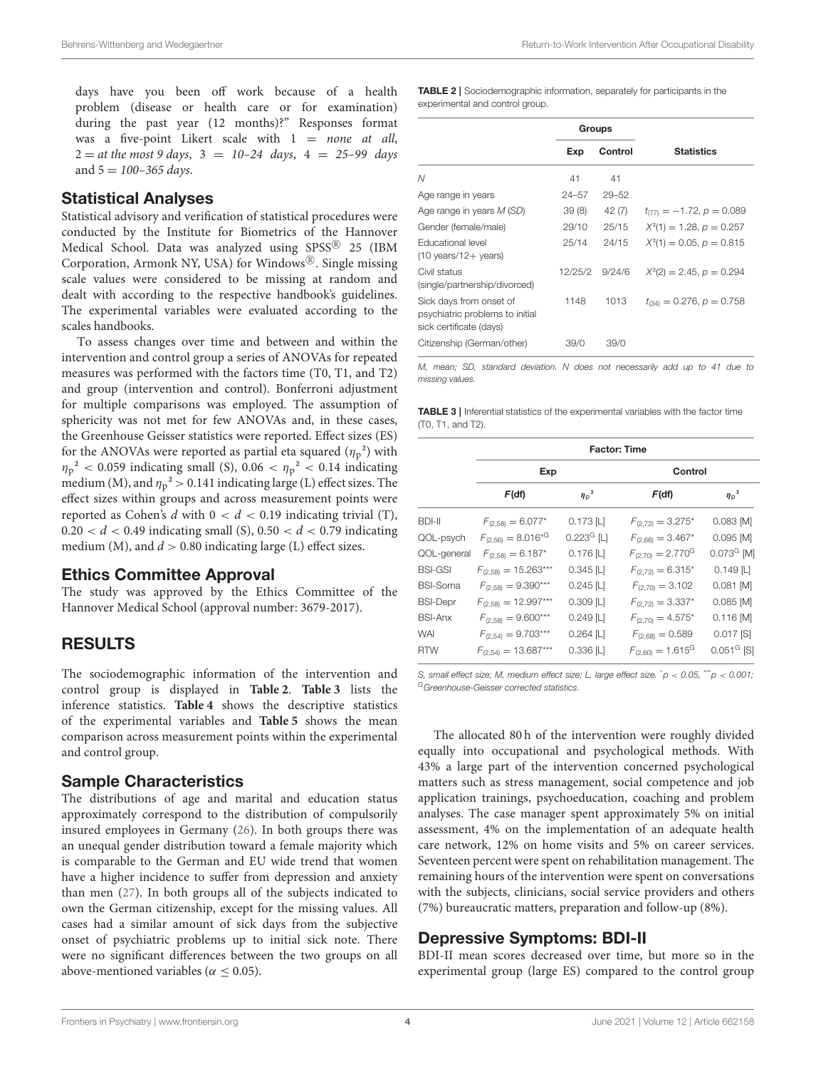days have you been off work because of a health problem (disease or health care or for examination) during the past year (12 months)?" Responses format was a five-point Likert scale with 1 = *none at all*, 2 = *at the most 9 days*, 3 = *10–24 days*, 4 = *25–99 days* and 5 = *100–365 days*.

## Statistical Analyses

Statistical advisory and verification of statistical procedures were conducted by the Institute for Biometrics of the Hannover Medical School. Data was analyzed using SPSS® 25 (IBM Corporation, Armonk NY, USA) for Windows®. Single missing scale values were considered to be missing at random and dealt with according to the respective handbook's guidelines. The experimental variables were evaluated according to the scales handbooks.

To assess changes over time and between and within the intervention and control group a series of ANOVAs for repeated measures was performed with the factors time (T0, T1, and T2) and group (intervention and control). Bonferroni adjustment for multiple comparisons was employed. The assumption of sphericity was not met for few ANOVAs and, in these cases, the Greenhouse Geisser statistics were reported. Effect sizes (ES) for the ANOVAs were reported as partial eta squared ($\eta_p{}^2$) with $\eta_p{}^2 < 0.059$ indicating small (S), $0.06 < \eta_p{}^2 < 0.14$ indicating medium (M), and $\eta_p{}^2 > 0.141$ indicating large (L) effect sizes. The effect sizes within groups and across measurement points were reported as Cohen's $d$ with $0 < d < 0.19$ indicating trivial (T), $0.20 < d < 0.49$ indicating small (S), $0.50 < d < 0.79$ indicating medium (M), and $d > 0.80$ indicating large (L) effect sizes.

## Ethics Committee Approval

The study was approved by the Ethics Committee of the Hannover Medical School (approval number: 3679-2017).

# RESULTS

The sociodemographic information of the intervention and control group is displayed in **Table 2**. **Table 3** lists the inference statistics. **Table 4** shows the descriptive statistics of the experimental variables and **Table 5** shows the mean comparison across measurement points within the experimental and control group.

## Sample Characteristics

The distributions of age and marital and education status approximately correspond to the distribution of compulsorily insured employees in Germany (26). In both groups there was an unequal gender distribution toward a female majority which is comparable to the German and EU wide trend that women have a higher incidence to suffer from depression and anxiety than men (27). In both groups all of the subjects indicated to own the German citizenship, except for the missing values. All cases had a similar amount of sick days from the subjective onset of psychiatric problems up to initial sick note. There were no significant differences between the two groups on all above-mentioned variables ($\alpha \leq 0.05$).

**TABLE 2 |** Sociodemographic information, separately for participants in the experimental and control group.

| | Groups | | Statistics |
|---|---|---|---|
| | Exp | Control | |
| $N$ | 41 | 41 | |
| Age range in years | 24–57 | 29–52 | |
| Age range in years $M$ ($SD$) | 39 (8) | 42 (7) | $t_{(77)} = -1.72$, $p = 0.089$ |
| Gender (female/male) | 29/10 | 25/15 | $X^2(1) = 1.28$, $p = 0.257$ |
| Educational level (10 years/12+ years) | 25/14 | 24/15 | $X^2(1) = 0.05$, $p = 0.815$ |
| Civil status (single/partnership/divorced) | 12/25/2 | 9/24/6 | $X^2(2) = 2.45$, $p = 0.294$ |
| Sick days from onset of psychiatric problems to initial sick certificate (days) | 1148 | 1013 | $t_{(34)} = 0.276$, $p = 0.758$ |
| Citizenship (German/other) | 39/0 | 39/0 | |

*M, mean; SD, standard deviation. N does not necessarily add up to 41 due to missing values.*

**TABLE 3 |** Inferential statistics of the experimental variables with the factor time (T0, T1, and T2).

| | Factor: Time | | | |
|---|---|---|---|---|
| | Exp | | Control | |
| | $F$(df) | $\eta_p{}^2$ | $F$(df) | $\eta_p{}^2$ |
| BDI-II | $F_{(2,58)} = 6.077^*$ | 0.173 [L] | $F_{(2,72)} = 3.275^*$ | 0.083 [M] |
| QOL-psych | $F_{(2,56)} = 8.016^{*G}$ | $0.223^G$ [L] | $F_{(2,66)} = 3.467^*$ | 0.095 [M] |
| QOL-general | $F_{(2,58)} = 6.187^*$ | 0.176 [L] | $F_{(2,70)} = 2.770^G$ | $0.073^G$ [M] |
| BSI-GSI | $F_{(2,58)} = 15.263^{***}$ | 0.345 [L] | $F_{(2,72)} = 6.315^*$ | 0.149 [L] |
| BSI-Soma | $F_{(2,58)} = 9.390^{***}$ | 0.245 [L] | $F_{(2,70)} = 3.102$ | 0.081 [M] |
| BSI-Depr | $F_{(2,58)} = 12.997^{***}$ | 0.309 [L] | $F_{(2,72)} = 3.337^*$ | 0.085 [M] |
| BSI-Anx | $F_{(2,58)} = 9.600^{***}$ | 0.249 [L] | $F_{(2,70)} = 4.575^*$ | 0.116 [M] |
| WAI | $F_{(2,54)} = 9.703^{***}$ | 0.264 [L] | $F_{(2,68)} = 0.589$ | 0.017 [S] |
| RTW | $F_{(2,54)} = 13.687^{***}$ | 0.336 [L] | $F_{(2,60)} = 1.615^G$ | $0.051^G$ [S] |

*S, small effect size; M, medium effect size; L, large effect size. $^*p < 0.05$, $^{***}p < 0.001$; $^G$Greenhouse-Geisser corrected statistics.*

The allocated 80 h of the intervention were roughly divided equally into occupational and psychological methods. With 43% a large part of the intervention concerned psychological matters such as stress management, social competence and job application trainings, psychoeducation, coaching and problem analyses. The case manager spent approximately 5% on initial assessment, 4% on the implementation of an adequate health care network, 12% on home visits and 5% on career services. Seventeen percent were spent on rehabilitation management. The remaining hours of the intervention were spent on conversations with the subjects, clinicians, social service providers and others (7%) bureaucratic matters, preparation and follow-up (8%).

## Depressive Symptoms: BDI-II

BDI-II mean scores decreased over time, but more so in the experimental group (large ES) compared to the control group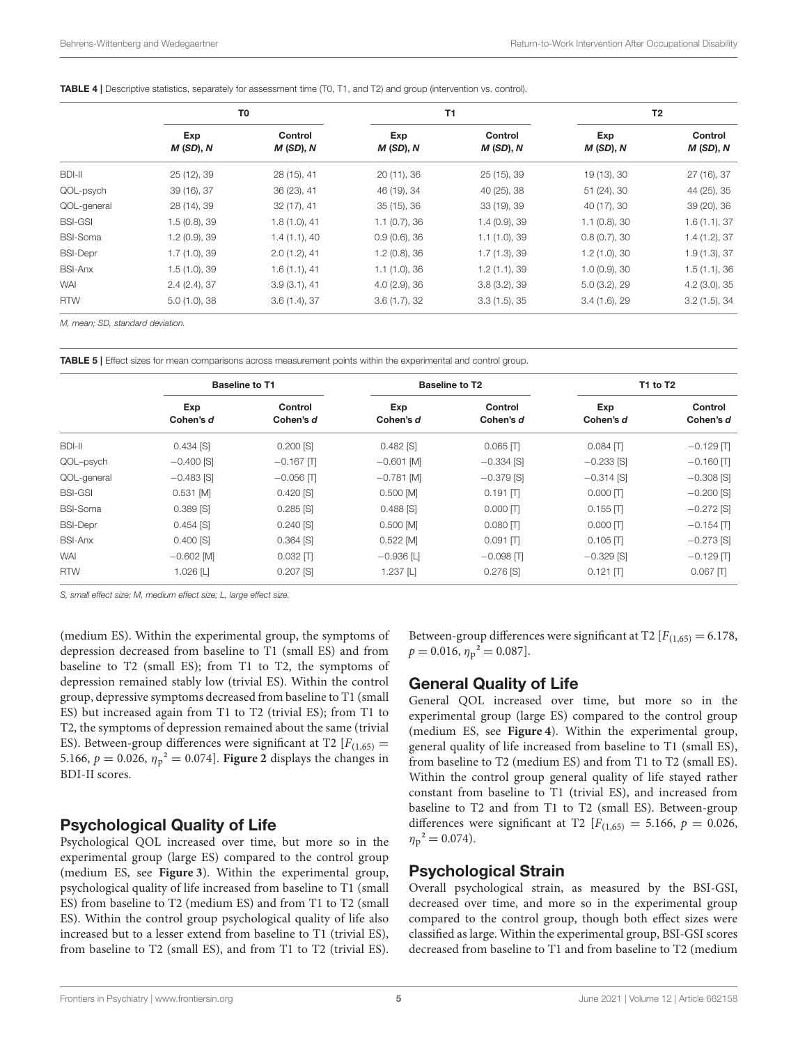**TABLE 4 |** Descriptive statistics, separately for assessment time (T0, T1, and T2) and group (intervention vs. control).

| | T0 | | T1 | | T2 | |
|---|---|---|---|---|---|---|
| | Exp *M* (*SD*), *N* | Control *M* (*SD*), *N* | Exp *M* (*SD*), *N* | Control *M* (*SD*), *N* | Exp *M* (*SD*), *N* | Control *M* (*SD*), *N* |
| BDI-II | 25 (12), 39 | 28 (15), 41 | 20 (11), 36 | 25 (15), 39 | 19 (13), 30 | 27 (16), 37 |
| QOL-psych | 39 (16), 37 | 36 (23), 41 | 46 (19), 34 | 40 (25), 38 | 51 (24), 30 | 44 (25), 35 |
| QOL-general | 28 (14), 39 | 32 (17), 41 | 35 (15), 36 | 33 (19), 39 | 40 (17), 30 | 39 (20), 36 |
| BSI-GSI | 1.5 (0.8), 39 | 1.8 (1.0), 41 | 1.1 (0.7), 36 | 1.4 (0.9), 39 | 1.1 (0.8), 30 | 1.6 (1.1), 37 |
| BSI-Soma | 1.2 (0.9), 39 | 1.4 (1.1), 40 | 0.9 (0.6), 36 | 1.1 (1.0), 39 | 0.8 (0.7), 30 | 1.4 (1.2), 37 |
| BSI-Depr | 1.7 (1.0), 39 | 2.0 (1.2), 41 | 1.2 (0.8), 36 | 1.7 (1.3), 39 | 1.2 (1.0), 30 | 1.9 (1.3), 37 |
| BSI-Anx | 1.5 (1.0), 39 | 1.6 (1.1), 41 | 1.1 (1.0), 36 | 1.2 (1.1), 39 | 1.0 (0.9), 30 | 1.5 (1.1), 36 |
| WAI | 2.4 (2.4), 37 | 3.9 (3.1), 41 | 4.0 (2.9), 36 | 3.8 (3.2), 39 | 5.0 (3.2), 29 | 4.2 (3.0), 35 |
| RTW | 5.0 (1.0), 38 | 3.6 (1.4), 37 | 3.6 (1.7), 32 | 3.3 (1.5), 35 | 3.4 (1.6), 29 | 3.2 (1.5), 34 |

*M, mean; SD, standard deviation.*

**TABLE 5 |** Effect sizes for mean comparisons across measurement points within the experimental and control group.

| | Baseline to T1 | | Baseline to T2 | | T1 to T2 | |
|---|---|---|---|---|---|---|
| | Exp Cohen's *d* | Control Cohen's *d* | Exp Cohen's *d* | Control Cohen's *d* | Exp Cohen's *d* | Control Cohen's *d* |
| BDI-II | 0.434 [S] | 0.200 [S] | 0.482 [S] | 0.065 [T] | 0.084 [T] | −0.129 [T] |
| QOL–psych | −0.400 [S] | −0.167 [T] | −0.601 [M] | −0.334 [S] | −0.233 [S] | −0.160 [T] |
| QOL-general | −0.483 [S] | −0.056 [T] | −0.781 [M] | −0.379 [S] | −0.314 [S] | −0.308 [S] |
| BSI-GSI | 0.531 [M] | 0.420 [S] | 0.500 [M] | 0.191 [T] | 0.000 [T] | −0.200 [S] |
| BSI-Soma | 0.389 [S] | 0.285 [S] | 0.488 [S] | 0.000 [T] | 0.155 [T] | −0.272 [S] |
| BSI-Depr | 0.454 [S] | 0.240 [S] | 0.500 [M] | 0.080 [T] | 0.000 [T] | −0.154 [T] |
| BSI-Anx | 0.400 [S] | 0.364 [S] | 0.522 [M] | 0.091 [T] | 0.105 [T] | −0.273 [S] |
| WAI | −0.602 [M] | 0.032 [T] | −0.936 [L] | −0.098 [T] | −0.329 [S] | −0.129 [T] |
| RTW | 1.026 [L] | 0.207 [S] | 1.237 [L] | 0.276 [S] | 0.121 [T] | 0.067 [T] |

*S, small effect size; M, medium effect size; L, large effect size.*

(medium ES). Within the experimental group, the symptoms of depression decreased from baseline to T1 (small ES) and from baseline to T2 (small ES); from T1 to T2, the symptoms of depression remained stably low (trivial ES). Within the control group, depressive symptoms decreased from baseline to T1 (small ES) but increased again from T1 to T2 (trivial ES); from T1 to T2, the symptoms of depression remained about the same (trivial ES). Between-group differences were significant at T2 [$F_{(1,65)} = 5.166$, $p = 0.026$, $\eta_p^2 = 0.074$]. **Figure 2** displays the changes in BDI-II scores.

## Psychological Quality of Life

Psychological QOL increased over time, but more so in the experimental group (large ES) compared to the control group (medium ES, see **Figure 3**). Within the experimental group, psychological quality of life increased from baseline to T1 (small ES) from baseline to T2 (medium ES) and from T1 to T2 (small ES). Within the control group psychological quality of life also increased but to a lesser extend from baseline to T1 (trivial ES), from baseline to T2 (small ES), and from T1 to T2 (trivial ES). Between-group differences were significant at T2 [$F_{(1,65)} = 6.178$, $p = 0.016$, $\eta_p^2 = 0.087$].

## General Quality of Life

General QOL increased over time, but more so in the experimental group (large ES) compared to the control group (medium ES, see **Figure 4**). Within the experimental group, general quality of life increased from baseline to T1 (small ES), from baseline to T2 (medium ES) and from T1 to T2 (small ES). Within the control group general quality of life stayed rather constant from baseline to T1 (trivial ES), and increased from baseline to T2 and from T1 to T2 (small ES). Between-group differences were significant at T2 [$F_{(1,65)} = 5.166$, $p = 0.026$, $\eta_p^2 = 0.074$).

## Psychological Strain

Overall psychological strain, as measured by the BSI-GSI, decreased over time, and more so in the experimental group compared to the control group, though both effect sizes were classified as large. Within the experimental group, BSI-GSI scores decreased from baseline to T1 and from baseline to T2 (medium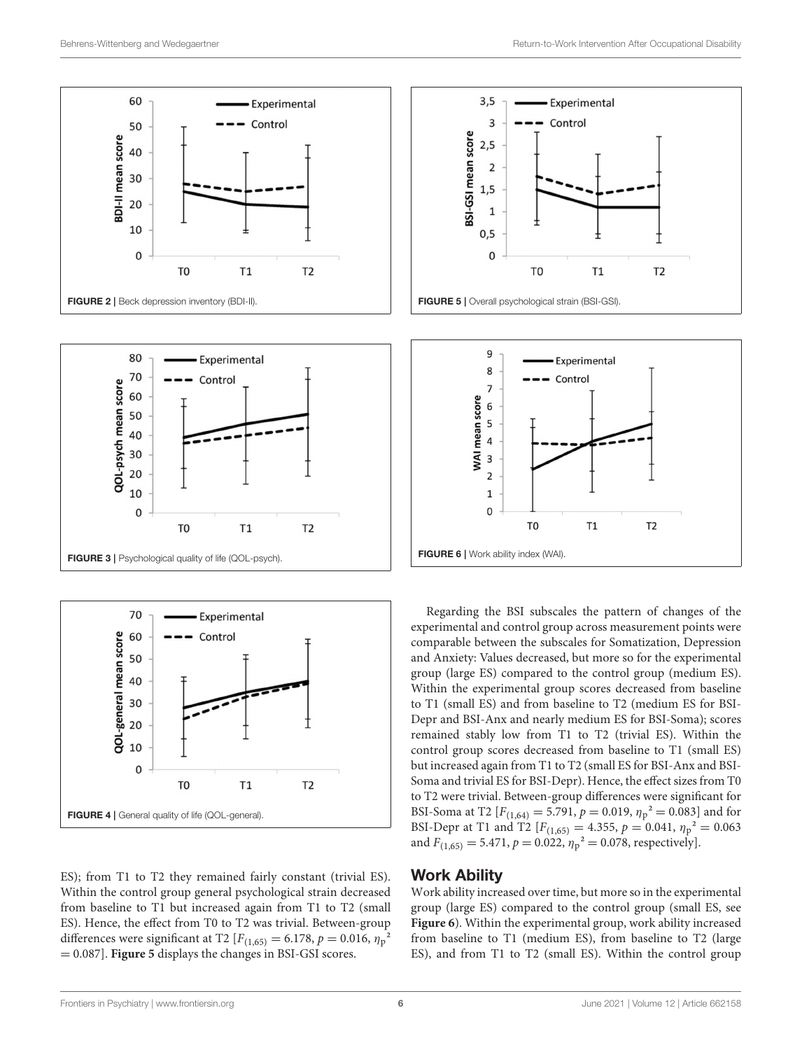FIGURE 2 | Beck depression inventory (BDI-II).

FIGURE 5 | Overall psychological strain (BSI-GSI).

FIGURE 3 | Psychological quality of life (QOL-psych).

FIGURE 6 | Work ability index (WAI).

FIGURE 4 | General quality of life (QOL-general).

ES); from T1 to T2 they remained fairly constant (trivial ES). Within the control group general psychological strain decreased from baseline to T1 but increased again from T1 to T2 (small ES). Hence, the effect from T0 to T2 was trivial. Between-group differences were significant at T2 [$F_{(1,65)} = 6.178$, $p = 0.016$, $\eta_p{}^2 = 0.087$]. **Figure 5** displays the changes in BSI-GSI scores.

Regarding the BSI subscales the pattern of changes of the experimental and control group across measurement points were comparable between the subscales for Somatization, Depression and Anxiety: Values decreased, but more so for the experimental group (large ES) compared to the control group (medium ES). Within the experimental group scores decreased from baseline to T1 (small ES) and from baseline to T2 (medium ES for BSI-Depr and BSI-Anx and nearly medium ES for BSI-Soma); scores remained stably low from T1 to T2 (trivial ES). Within the control group scores decreased from baseline to T1 (small ES) but increased again from T1 to T2 (small ES for BSI-Anx and BSI-Soma and trivial ES for BSI-Depr). Hence, the effect sizes from T0 to T2 were trivial. Between-group differences were significant for BSI-Soma at T2 [$F_{(1,64)} = 5.791$, $p = 0.019$, $\eta_p{}^2 = 0.083$] and for BSI-Depr at T1 and T2 [$F_{(1,65)} = 4.355$, $p = 0.041$, $\eta_p{}^2 = 0.063$ and $F_{(1,65)} = 5.471$, $p = 0.022$, $\eta_p{}^2 = 0.078$, respectively].

## Work Ability

Work ability increased over time, but more so in the experimental group (large ES) compared to the control group (small ES, see **Figure 6**). Within the experimental group, work ability increased from baseline to T1 (medium ES), from baseline to T2 (large ES), and from T1 to T2 (small ES). Within the control group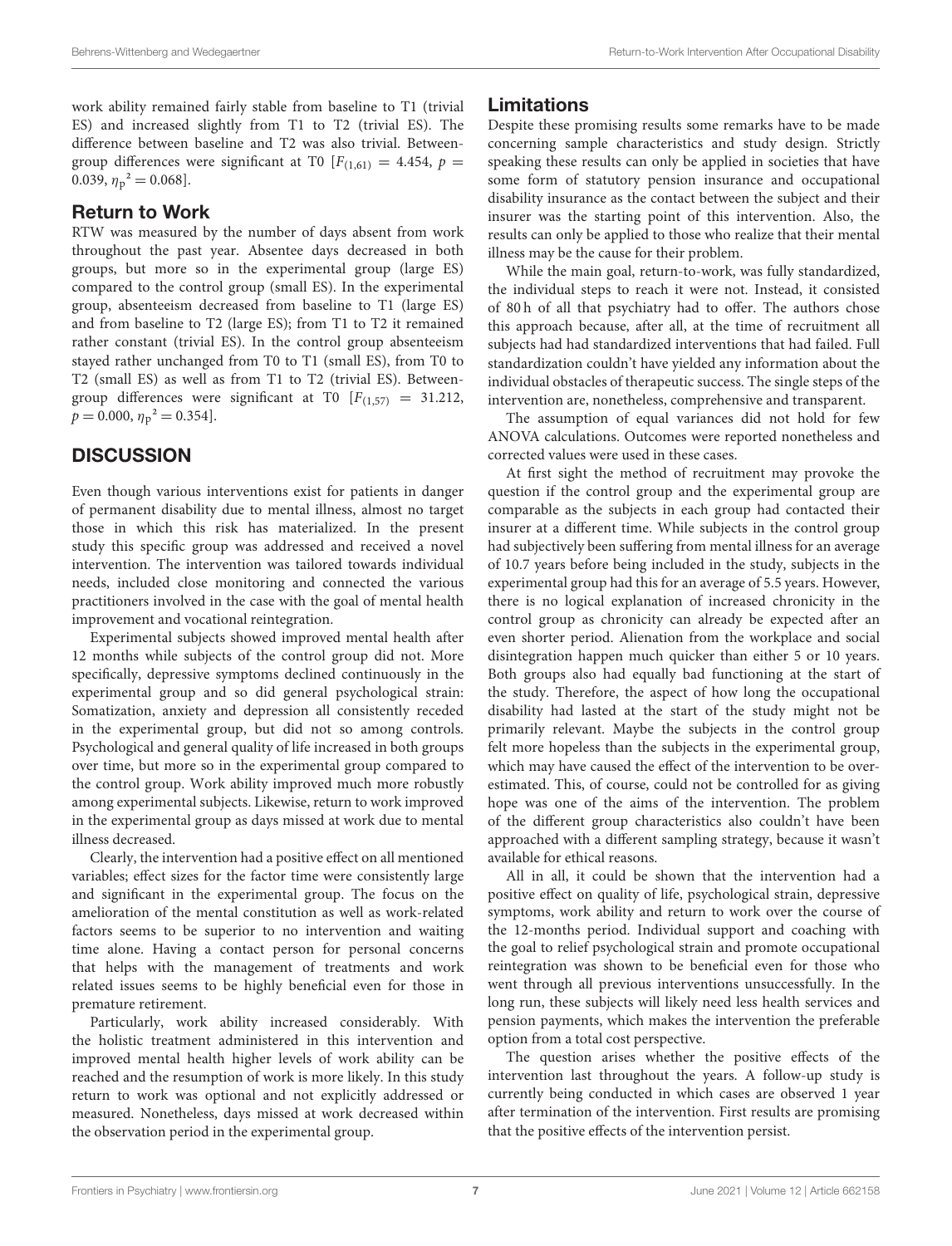work ability remained fairly stable from baseline to T1 (trivial ES) and increased slightly from T1 to T2 (trivial ES). The difference between baseline and T2 was also trivial. Between-group differences were significant at T0 [$F_{(1,61)} = 4.454$, $p = 0.039$, $\eta_p^2 = 0.068$].

### Return to Work

RTW was measured by the number of days absent from work throughout the past year. Absentee days decreased in both groups, but more so in the experimental group (large ES) compared to the control group (small ES). In the experimental group, absenteeism decreased from baseline to T1 (large ES) and from baseline to T2 (large ES); from T1 to T2 it remained rather constant (trivial ES). In the control group absenteeism stayed rather unchanged from T0 to T1 (small ES), from T0 to T2 (small ES) as well as from T1 to T2 (trivial ES). Between-group differences were significant at T0 [$F_{(1,57)} = 31.212$, $p = 0.000$, $\eta_p^2 = 0.354$].

## DISCUSSION

Even though various interventions exist for patients in danger of permanent disability due to mental illness, almost no target those in which this risk has materialized. In the present study this specific group was addressed and received a novel intervention. The intervention was tailored towards individual needs, included close monitoring and connected the various practitioners involved in the case with the goal of mental health improvement and vocational reintegration.

Experimental subjects showed improved mental health after 12 months while subjects of the control group did not. More specifically, depressive symptoms declined continuously in the experimental group and so did general psychological strain: Somatization, anxiety and depression all consistently receded in the experimental group, but did not so among controls. Psychological and general quality of life increased in both groups over time, but more so in the experimental group compared to the control group. Work ability improved much more robustly among experimental subjects. Likewise, return to work improved in the experimental group as days missed at work due to mental illness decreased.

Clearly, the intervention had a positive effect on all mentioned variables; effect sizes for the factor time were consistently large and significant in the experimental group. The focus on the amelioration of the mental constitution as well as work-related factors seems to be superior to no intervention and waiting time alone. Having a contact person for personal concerns that helps with the management of treatments and work related issues seems to be highly beneficial even for those in premature retirement.

Particularly, work ability increased considerably. With the holistic treatment administered in this intervention and improved mental health higher levels of work ability can be reached and the resumption of work is more likely. In this study return to work was optional and not explicitly addressed or measured. Nonetheless, days missed at work decreased within the observation period in the experimental group.

### Limitations

Despite these promising results some remarks have to be made concerning sample characteristics and study design. Strictly speaking these results can only be applied in societies that have some form of statutory pension insurance and occupational disability insurance as the contact between the subject and their insurer was the starting point of this intervention. Also, the results can only be applied to those who realize that their mental illness may be the cause for their problem.

While the main goal, return-to-work, was fully standardized, the individual steps to reach it were not. Instead, it consisted of 80 h of all that psychiatry had to offer. The authors chose this approach because, after all, at the time of recruitment all subjects had had standardized interventions that had failed. Full standardization couldn't have yielded any information about the individual obstacles of therapeutic success. The single steps of the intervention are, nonetheless, comprehensive and transparent.

The assumption of equal variances did not hold for few ANOVA calculations. Outcomes were reported nonetheless and corrected values were used in these cases.

At first sight the method of recruitment may provoke the question if the control group and the experimental group are comparable as the subjects in each group had contacted their insurer at a different time. While subjects in the control group had subjectively been suffering from mental illness for an average of 10.7 years before being included in the study, subjects in the experimental group had this for an average of 5.5 years. However, there is no logical explanation of increased chronicity in the control group as chronicity can already be expected after an even shorter period. Alienation from the workplace and social disintegration happen much quicker than either 5 or 10 years. Both groups also had equally bad functioning at the start of the study. Therefore, the aspect of how long the occupational disability had lasted at the start of the study might not be primarily relevant. Maybe the subjects in the control group felt more hopeless than the subjects in the experimental group, which may have caused the effect of the intervention to be over-estimated. This, of course, could not be controlled for as giving hope was one of the aims of the intervention. The problem of the different group characteristics also couldn't have been approached with a different sampling strategy, because it wasn't available for ethical reasons.

All in all, it could be shown that the intervention had a positive effect on quality of life, psychological strain, depressive symptoms, work ability and return to work over the course of the 12-months period. Individual support and coaching with the goal to relief psychological strain and promote occupational reintegration was shown to be beneficial even for those who went through all previous interventions unsuccessfully. In the long run, these subjects will likely need less health services and pension payments, which makes the intervention the preferable option from a total cost perspective.

The question arises whether the positive effects of the intervention last throughout the years. A follow-up study is currently being conducted in which cases are observed 1 year after termination of the intervention. First results are promising that the positive effects of the intervention persist.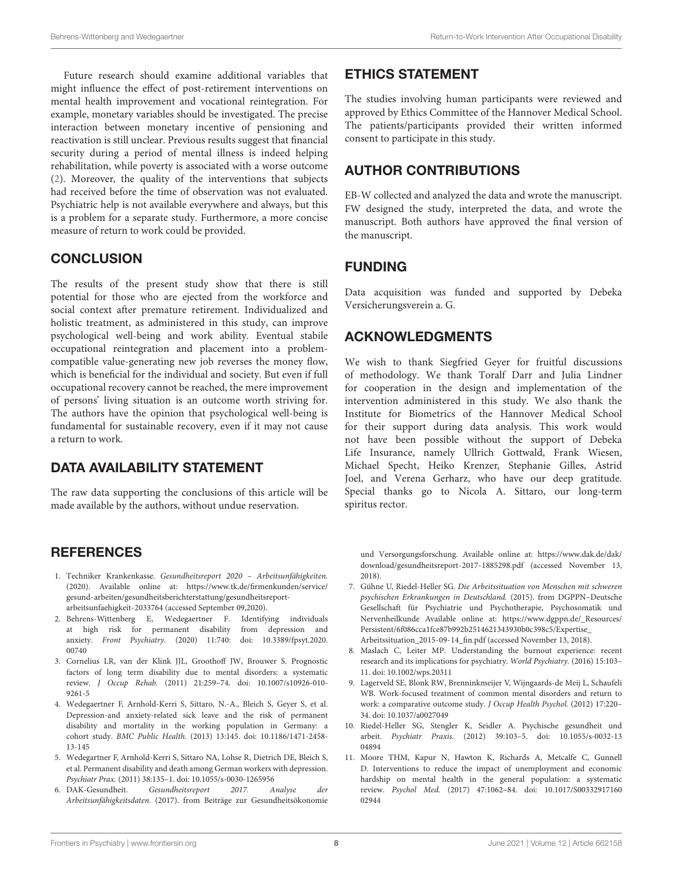Future research should examine additional variables that might influence the effect of post-retirement interventions on mental health improvement and vocational reintegration. For example, monetary variables should be investigated. The precise interaction between monetary incentive of pensioning and reactivation is still unclear. Previous results suggest that financial security during a period of mental illness is indeed helping rehabilitation, while poverty is associated with a worse outcome (2). Moreover, the quality of the interventions that subjects had received before the time of observation was not evaluated. Psychiatric help is not available everywhere and always, but this is a problem for a separate study. Furthermore, a more concise measure of return to work could be provided.

## CONCLUSION

The results of the present study show that there is still potential for those who are ejected from the workforce and social context after premature retirement. Individualized and holistic treatment, as administered in this study, can improve psychological well-being and work ability. Eventual stabile occupational reintegration and placement into a problem-compatible value-generating new job reverses the money flow, which is beneficial for the individual and society. But even if full occupational recovery cannot be reached, the mere improvement of persons' living situation is an outcome worth striving for. The authors have the opinion that psychological well-being is fundamental for sustainable recovery, even if it may not cause a return to work.

## DATA AVAILABILITY STATEMENT

The raw data supporting the conclusions of this article will be made available by the authors, without undue reservation.

## ETHICS STATEMENT

The studies involving human participants were reviewed and approved by Ethics Committee of the Hannover Medical School. The patients/participants provided their written informed consent to participate in this study.

## AUTHOR CONTRIBUTIONS

EB-W collected and analyzed the data and wrote the manuscript. FW designed the study, interpreted the data, and wrote the manuscript. Both authors have approved the final version of the manuscript.

## FUNDING

Data acquisition was funded and supported by Debeka Versicherungsverein a. G.

## ACKNOWLEDGMENTS

We wish to thank Siegfried Geyer for fruitful discussions of methodology. We thank Toralf Darr and Julia Lindner for cooperation in the design and implementation of the intervention administered in this study. We also thank the Institute for Biometrics of the Hannover Medical School for their support during data analysis. This work would not have been possible without the support of Debeka Life Insurance, namely Ullrich Gottwald, Frank Wiesen, Michael Specht, Heiko Krenzer, Stephanie Gilles, Astrid Joel, and Verena Gerharz, who have our deep gratitude. Special thanks go to Nicola A. Sittaro, our long-term spiritus rector.

## REFERENCES

1. Techniker Krankenkasse. *Gesundheitsreport 2020 – Arbeitsunfähigkeiten.* (2020). Available online at: https://www.tk.de/firmenkunden/service/gesund-arbeiten/gesundheitsberichterstattung/gesundheitsreport-arbeitsunfaehigkeit-2033764 (accessed September 09,2020).
2. Behrens-Wittenberg E, Wedegaertner F. Identifying individuals at high risk for permanent disability from depression and anxiety. *Front Psychiatry.* (2020) 11:740: doi: 10.3389/fpsyt.2020.00740
3. Cornelius LR, van der Klink JJL, Groothoff JW, Brouwer S. Prognostic factors of long term disability due to mental disorders: a systematic review. *J Occup Rehab.* (2011) 21:259–74. doi: 10.1007/s10926-010-9261-5
4. Wedegaertner F, Arnhold-Kerri S, Sittaro, N.-A., Bleich S, Geyer S, et al. Depression-and anxiety-related sick leave and the risk of permanent disability and mortality in the working population in Germany: a cohort study. *BMC Public Health.* (2013) 13:145. doi: 10.1186/1471-2458-13-145
5. Wedegartner F, Arnhold-Kerri S, Sittaro NA, Lohse R, Dietrich DE, Bleich S, et al. Permanent disability and death among German workers with depression. *Psychiatr Prax.* (2011) 38:135–1. doi: 10.1055/s-0030-1265956
6. DAK-Gesundheit. *Gesundheitsreport 2017. Analyse der Arbeitsunfähigkeitsdaten.* (2017). from Beiträge zur Gesundheitsökonomie und Versorgungsforschung. Available online at: https://www.dak.de/dak/download/gesundheitsreport-2017-1885298.pdf (accessed November 13, 2018).
7. Gühne U, Riedel-Heller SG. *Die Arbeitssituation von Menschen mit schweren psychischen Erkrankungen in Deutschland.* (2015). from DGPPN–Deutsche Gesellschaft für Psychiatrie und Psychotherapie, Psychosomatik und Nervenheilkunde Available online at: https://www.dgppn.de/_Resources/Persistent/6f086cca1fce87b992b2514621343930b0c398c5/Expertise_Arbeitssituation_2015-09-14_fin.pdf (accessed November 13, 2018).
8. Maslach C, Leiter MP. Understanding the burnout experience: recent research and its implications for psychiatry. *World Psychiatry.* (2016) 15:103–11. doi: 10.1002/wps.20311
9. Lagerveld SE, Blonk RW, Brenninkmeijer V, Wijngaards-de Meij L, Schaufeli WB. Work-focused treatment of common mental disorders and return to work: a comparative outcome study. *J Occup Health Psychol.* (2012) 17:220–34. doi: 10.1037/a0027049
10. Riedel-Heller SG, Stengler K, Seidler A. Psychische gesundheit und arbeit. *Psychiatr Praxis.* (2012) 39:103–5. doi: 10.1055/s-0032-1304894
11. Moore THM, Kapur N, Hawton K, Richards A, Metcalfe C, Gunnell D. Interventions to reduce the impact of unemployment and economic hardship on mental health in the general population: a systematic review. *Psychol Med.* (2017) 47:1062–84. doi: 10.1017/S0033291716002944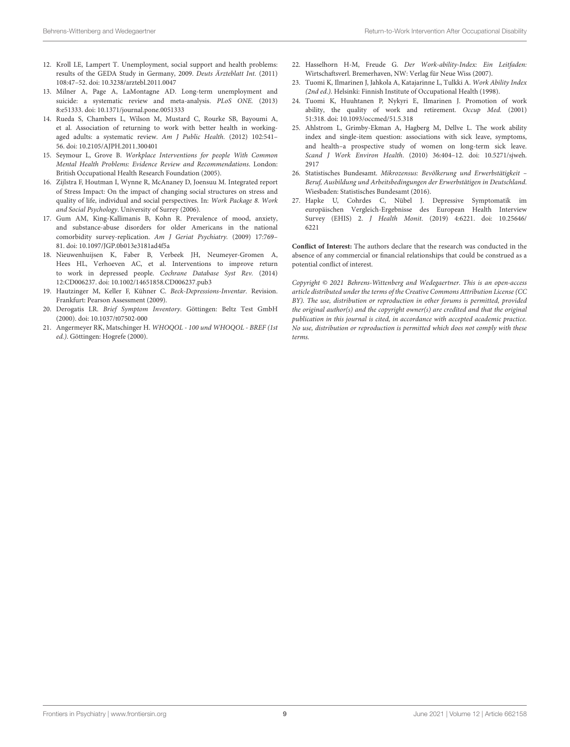12. Kroll LE, Lampert T. Unemployment, social support and health problems: results of the GEDA Study in Germany, 2009. *Deuts Ärzteblatt Int.* (2011) 108:47–52. doi: 10.3238/arztebl.2011.0047
13. Milner A, Page A, LaMontagne AD. Long-term unemployment and suicide: a systematic review and meta-analysis. *PLoS ONE.* (2013) 8:e51333. doi: 10.1371/journal.pone.0051333
14. Rueda S, Chambers L, Wilson M, Mustard C, Rourke SB, Bayoumi A, et al. Association of returning to work with better health in working-aged adults: a systematic review. *Am J Public Health.* (2012) 102:541–56. doi: 10.2105/AJPH.2011.300401
15. Seymour L, Grove B. *Workplace Interventions for people With Common Mental Health Problems: Evidence Review and Recommendations*. London: British Occupational Health Research Foundation (2005).
16. Zijlstra F, Houtman I, Wynne R, McAnaney D, Joensuu M. Integrated report of Stress Impact: On the impact of changing social structures on stress and quality of life, individual and social perspectives. In: *Work Package 8. Work and Social Psychology*. University of Surrey (2006).
17. Gum AM, King-Kallimanis B, Kohn R. Prevalence of mood, anxiety, and substance-abuse disorders for older Americans in the national comorbidity survey-replication. *Am J Geriat Psychiatry.* (2009) 17:769–81. doi: 10.1097/JGP.0b013e3181ad4f5a
18. Nieuwenhuijsen K, Faber B, Verbeek JH, Neumeyer-Gromen A, Hees HL, Verhoeven AC, et al. Interventions to improve return to work in depressed people. *Cochrane Database Syst Rev.* (2014) 12:CD006237. doi: 10.1002/14651858.CD006237.pub3
19. Hautzinger M, Keller F, Kühner C. *Beck-Depressions-Inventar*. Revision. Frankfurt: Pearson Assessment (2009).
20. Derogatis LR. *Brief Symptom Inventory*. Göttingen: Beltz Test GmbH (2000). doi: 10.1037/t07502-000
21. Angermeyer RK, Matschinger H. *WHOQOL - 100 und WHOQOL - BREF (1st ed.)*. Göttingen: Hogrefe (2000).
22. Hasselhorn H-M, Freude G. *Der Work-ability-Index: Ein Leitfaden:* Wirtschaftsverl. Bremerhaven, NW: Verlag für Neue Wiss (2007).
23. Tuomi K, Ilmarinen J, Jahkola A, Katajarinne L, Tulkki A. *Work Ability Index (2nd ed.)*. Helsinki: Finnish Institute of Occupational Health (1998).
24. Tuomi K, Huuhtanen P, Nykyri E, Ilmarinen J. Promotion of work ability, the quality of work and retirement. *Occup Med.* (2001) 51:318. doi: 10.1093/occmed/51.5.318
25. Ahlstrom L, Grimby-Ekman A, Hagberg M, Dellve L. The work ability index and single-item question: associations with sick leave, symptoms, and health–a prospective study of women on long-term sick leave. *Scand J Work Environ Health*. (2010) 36:404–12. doi: 10.5271/sjweh.2917
26. Statistisches Bundesamt. *Mikrozensus: Bevölkerung und Erwerbstätigkeit – Beruf, Ausbildung und Arbeitsbedingungen der Erwerbstätigen in Deutschland*. Wiesbaden: Statistisches Bundesamt (2016).
27. Hapke U, Cohrdes C, Nübel J. Depressive Symptomatik im europäischen Vergleich-Ergebnisse des European Health Interview Survey (EHIS) 2. *J Health Monit.* (2019) 4:6221. doi: 10.25646/6221

**Conflict of Interest:** The authors declare that the research was conducted in the absence of any commercial or financial relationships that could be construed as a potential conflict of interest.

*Copyright © 2021 Behrens-Wittenberg and Wedegaertner. This is an open-access article distributed under the terms of the Creative Commons Attribution License (CC BY). The use, distribution or reproduction in other forums is permitted, provided the original author(s) and the copyright owner(s) are credited and that the original publication in this journal is cited, in accordance with accepted academic practice. No use, distribution or reproduction is permitted which does not comply with these terms.*